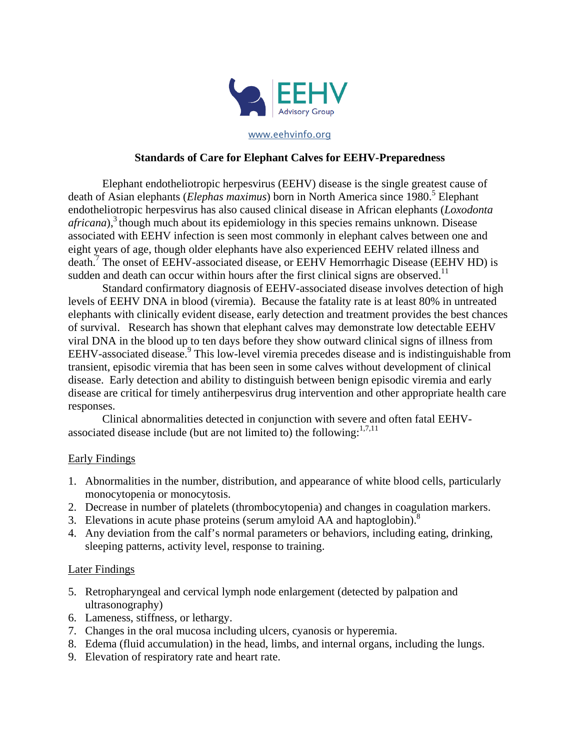EEHV Advisory Group

www.eehvinfo.org

# Standards of Care for Elephant Calves for EEHV-Preparedness

Elephant endotheliotropic herpesvirus (EEHV) disease is the single greatest cause of death of Asian elephants (*Elephas maximus*) born in North America since 1980.[5] Elephant endotheliotropic herpesvirus has also caused clinical disease in African elephants (*Loxodonta africana*),[3] though much about its epidemiology in this species remains unknown. Disease associated with EEHV infection is seen most commonly in elephant calves between one and eight years of age, though older elephants have also experienced EEHV related illness and death.[7] The onset of EEHV-associated disease, or EEHV Hemorrhagic Disease (EEHV HD) is sudden and death can occur within hours after the first clinical signs are observed.[11]

Standard confirmatory diagnosis of EEHV-associated disease involves detection of high levels of EEHV DNA in blood (viremia). Because the fatality rate is at least 80% in untreated elephants with clinically evident disease, early detection and treatment provides the best chances of survival. Research has shown that elephant calves may demonstrate low detectable EEHV viral DNA in the blood up to ten days before they show outward clinical signs of illness from EEHV-associated disease.[9] This low-level viremia precedes disease and is indistinguishable from transient, episodic viremia that has been seen in some calves without development of clinical disease. Early detection and ability to distinguish between benign episodic viremia and early disease are critical for timely antiherpesvirus drug intervention and other appropriate health care responses.

Clinical abnormalities detected in conjunction with severe and often fatal EEHV-associated disease include (but are not limited to) the following:[1,7,11]

Early Findings

1. Abnormalities in the number, distribution, and appearance of white blood cells, particularly monocytopenia or monocytosis.
2. Decrease in number of platelets (thrombocytopenia) and changes in coagulation markers.
3. Elevations in acute phase proteins (serum amyloid AA and haptoglobin).[8]
4. Any deviation from the calf's normal parameters or behaviors, including eating, drinking, sleeping patterns, activity level, response to training.

Later Findings

5. Retropharyngeal and cervical lymph node enlargement (detected by palpation and ultrasonography)
6. Lameness, stiffness, or lethargy.
7. Changes in the oral mucosa including ulcers, cyanosis or hyperemia.
8. Edema (fluid accumulation) in the head, limbs, and internal organs, including the lungs.
9. Elevation of respiratory rate and heart rate.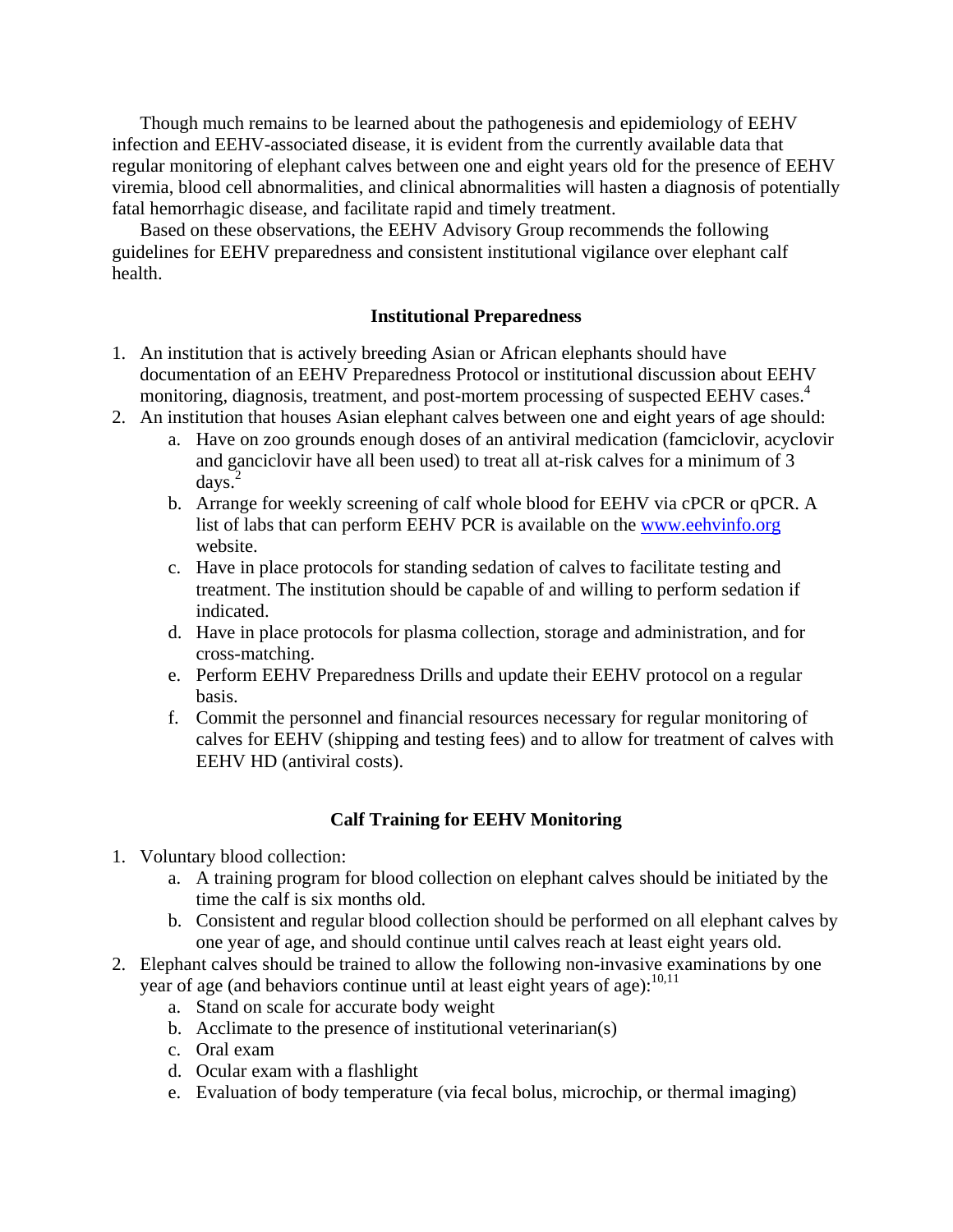Though much remains to be learned about the pathogenesis and epidemiology of EEHV infection and EEHV-associated disease, it is evident from the currently available data that regular monitoring of elephant calves between one and eight years old for the presence of EEHV viremia, blood cell abnormalities, and clinical abnormalities will hasten a diagnosis of potentially fatal hemorrhagic disease, and facilitate rapid and timely treatment.

Based on these observations, the EEHV Advisory Group recommends the following guidelines for EEHV preparedness and consistent institutional vigilance over elephant calf health.

## Institutional Preparedness

1. An institution that is actively breeding Asian or African elephants should have documentation of an EEHV Preparedness Protocol or institutional discussion about EEHV monitoring, diagnosis, treatment, and post-mortem processing of suspected EEHV cases.[4]
2. An institution that houses Asian elephant calves between one and eight years of age should:
    a. Have on zoo grounds enough doses of an antiviral medication (famciclovir, acyclovir and ganciclovir have all been used) to treat all at-risk calves for a minimum of 3 days.[2]
    b. Arrange for weekly screening of calf whole blood for EEHV via cPCR or qPCR. A list of labs that can perform EEHV PCR is available on the www.eehvinfo.org website.
    c. Have in place protocols for standing sedation of calves to facilitate testing and treatment. The institution should be capable of and willing to perform sedation if indicated.
    d. Have in place protocols for plasma collection, storage and administration, and for cross-matching.
    e. Perform EEHV Preparedness Drills and update their EEHV protocol on a regular basis.
    f. Commit the personnel and financial resources necessary for regular monitoring of calves for EEHV (shipping and testing fees) and to allow for treatment of calves with EEHV HD (antiviral costs).

## Calf Training for EEHV Monitoring

1. Voluntary blood collection:
    a. A training program for blood collection on elephant calves should be initiated by the time the calf is six months old.
    b. Consistent and regular blood collection should be performed on all elephant calves by one year of age, and should continue until calves reach at least eight years old.
2. Elephant calves should be trained to allow the following non-invasive examinations by one year of age (and behaviors continue until at least eight years of age):[10,11]
    a. Stand on scale for accurate body weight
    b. Acclimate to the presence of institutional veterinarian(s)
    c. Oral exam
    d. Ocular exam with a flashlight
    e. Evaluation of body temperature (via fecal bolus, microchip, or thermal imaging)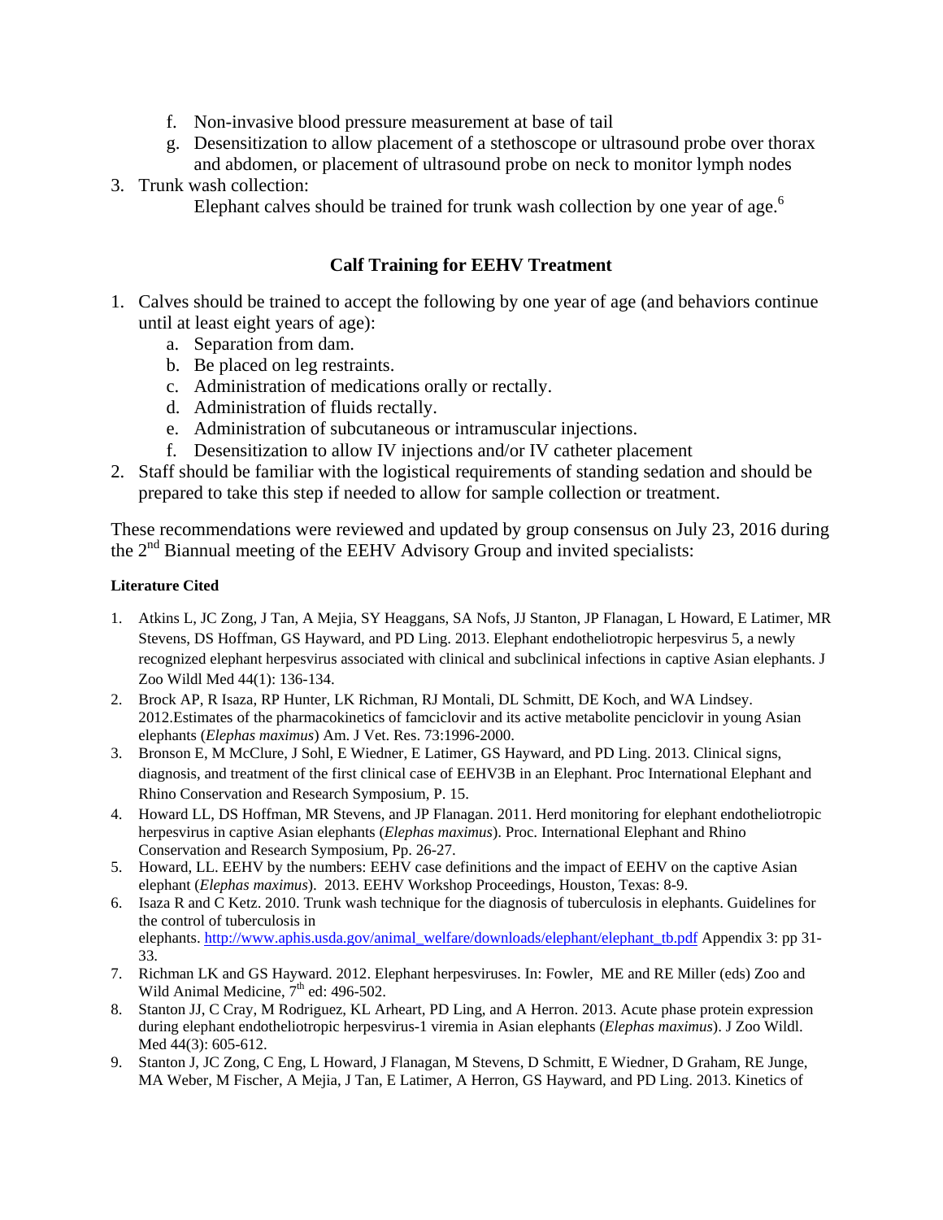f. Non-invasive blood pressure measurement at base of tail
   g. Desensitization to allow placement of a stethoscope or ultrasound probe over thorax and abdomen, or placement of ultrasound probe on neck to monitor lymph nodes
3. Trunk wash collection:
   Elephant calves should be trained for trunk wash collection by one year of age.[6]

## Calf Training for EEHV Treatment

1. Calves should be trained to accept the following by one year of age (and behaviors continue until at least eight years of age):
   a. Separation from dam.
   b. Be placed on leg restraints.
   c. Administration of medications orally or rectally.
   d. Administration of fluids rectally.
   e. Administration of subcutaneous or intramuscular injections.
   f. Desensitization to allow IV injections and/or IV catheter placement
2. Staff should be familiar with the logistical requirements of standing sedation and should be prepared to take this step if needed to allow for sample collection or treatment.

These recommendations were reviewed and updated by group consensus on July 23, 2016 during the 2nd Biannual meeting of the EEHV Advisory Group and invited specialists:

**Literature Cited**

1. Atkins L, JC Zong, J Tan, A Mejia, SY Heaggans, SA Nofs, JJ Stanton, JP Flanagan, L Howard, E Latimer, MR Stevens, DS Hoffman, GS Hayward, and PD Ling. 2013. Elephant endotheliotropic herpesvirus 5, a newly recognized elephant herpesvirus associated with clinical and subclinical infections in captive Asian elephants. J Zoo Wildl Med 44(1): 136-134.
2. Brock AP, R Isaza, RP Hunter, LK Richman, RJ Montali, DL Schmitt, DE Koch, and WA Lindsey. 2012.Estimates of the pharmacokinetics of famciclovir and its active metabolite penciclovir in young Asian elephants (*Elephas maximus*) Am. J Vet. Res. 73:1996-2000.
3. Bronson E, M McClure, J Sohl, E Wiedner, E Latimer, GS Hayward, and PD Ling. 2013. Clinical signs, diagnosis, and treatment of the first clinical case of EEHV3B in an Elephant. Proc International Elephant and Rhino Conservation and Research Symposium, P. 15.
4. Howard LL, DS Hoffman, MR Stevens, and JP Flanagan. 2011. Herd monitoring for elephant endotheliotropic herpesvirus in captive Asian elephants (*Elephas maximus*). Proc. International Elephant and Rhino Conservation and Research Symposium, Pp. 26-27.
5. Howard, LL. EEHV by the numbers: EEHV case definitions and the impact of EEHV on the captive Asian elephant (*Elephas maximus*). 2013. EEHV Workshop Proceedings, Houston, Texas: 8-9.
6. Isaza R and C Ketz. 2010. Trunk wash technique for the diagnosis of tuberculosis in elephants. Guidelines for the control of tuberculosis in elephants. http://www.aphis.usda.gov/animal_welfare/downloads/elephant/elephant_tb.pdf Appendix 3: pp 31-33.
7. Richman LK and GS Hayward. 2012. Elephant herpesviruses. In: Fowler, ME and RE Miller (eds) Zoo and Wild Animal Medicine, 7th ed: 496-502.
8. Stanton JJ, C Cray, M Rodriguez, KL Arheart, PD Ling, and A Herron. 2013. Acute phase protein expression during elephant endotheliotropic herpesvirus-1 viremia in Asian elephants (*Elephas maximus*). J Zoo Wildl. Med 44(3): 605-612.
9. Stanton J, JC Zong, C Eng, L Howard, J Flanagan, M Stevens, D Schmitt, E Wiedner, D Graham, RE Junge, MA Weber, M Fischer, A Mejia, J Tan, E Latimer, A Herron, GS Hayward, and PD Ling. 2013. Kinetics of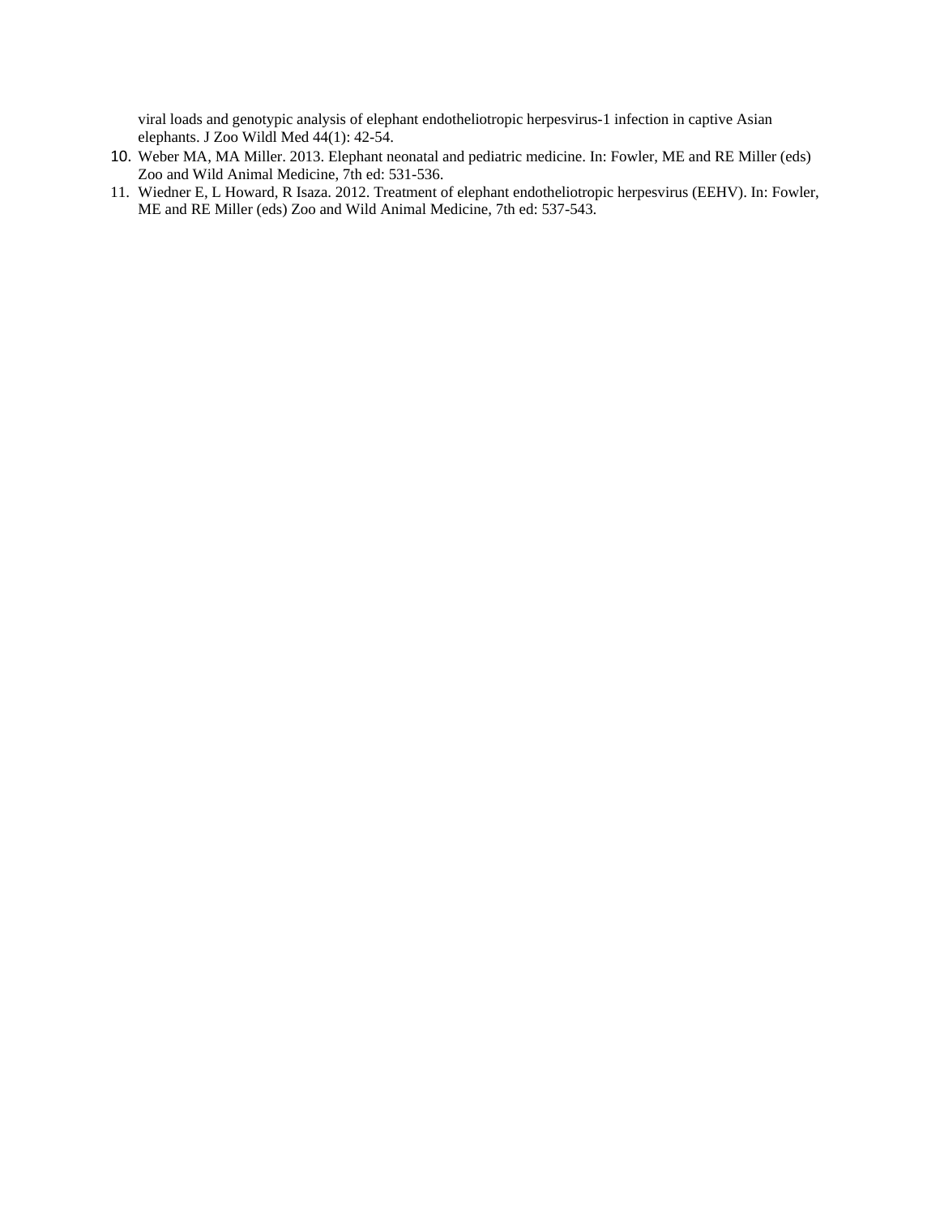viral loads and genotypic analysis of elephant endotheliotropic herpesvirus-1 infection in captive Asian elephants. J Zoo Wildl Med 44(1): 42-54.

10. Weber MA, MA Miller. 2013. Elephant neonatal and pediatric medicine. In: Fowler, ME and RE Miller (eds) Zoo and Wild Animal Medicine, 7th ed: 531-536.
11. Wiedner E, L Howard, R Isaza. 2012. Treatment of elephant endotheliotropic herpesvirus (EEHV). In: Fowler, ME and RE Miller (eds) Zoo and Wild Animal Medicine, 7th ed: 537-543.